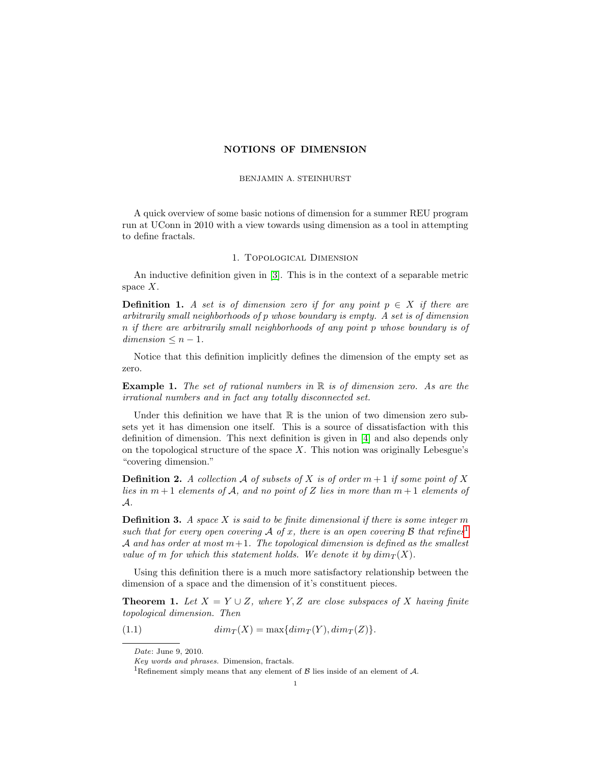# NOTIONS OF DIMENSION

BENJAMIN A. STEINHURST

A quick overview of some basic notions of dimension for a summer REU program run at UConn in 2010 with a view towards using dimension as a tool in attempting to define fractals.

## 1. Topological Dimension

An inductive definition given in [3]. This is in the context of a separable metric space $X$.

**Definition 1.** *A set is of dimension zero if for any point $p \in X$ if there are arbitrarily small neighborhoods of $p$ whose boundary is empty. A set is of dimension $n$ if there are arbitrarily small neighborhoods of any point $p$ whose boundary is of dimension $\leq n-1$.*

Notice that this definition implicitly defines the dimension of the empty set as zero.

**Example 1.** *The set of rational numbers in $\mathbb{R}$ is of dimension zero. As are the irrational numbers and in fact any totally disconnected set.*

Under this definition we have that $\mathbb{R}$ is the union of two dimension zero subsets yet it has dimension one itself. This is a source of dissatisfaction with this definition of dimension. This next definition is given in [4] and also depends only on the topological structure of the space $X$. This notion was originally Lebesgue's "covering dimension."

**Definition 2.** *A collection $\mathcal{A}$ of subsets of $X$ is of order $m+1$ if some point of $X$ lies in $m+1$ elements of $\mathcal{A}$, and no point of $Z$ lies in more than $m+1$ elements of $\mathcal{A}$.*

**Definition 3.** *A space $X$ is said to be finite dimensional if there is some integer $m$ such that for every open covering $\mathcal{A}$ of $x$, there is an open covering $\mathcal{B}$ that refines[1] $\mathcal{A}$ and has order at most $m+1$. The topological dimension is defined as the smallest value of $m$ for which this statement holds. We denote it by $dim_T(X)$.*

Using this definition there is a much more satisfactory relationship between the dimension of a space and the dimension of it's constituent pieces.

**Theorem 1.** *Let $X = Y \cup Z$, where $Y, Z$ are close subspaces of $X$ having finite topological dimension. Then*

$$dim_T(X) = \max\{dim_T(Y), dim_T(Z)\}. \tag{1.1}$$

*Date*: June 9, 2010.

*Key words and phrases.* Dimension, fractals.

[1] Refinement simply means that any element of $\mathcal{B}$ lies inside of an element of $\mathcal{A}$.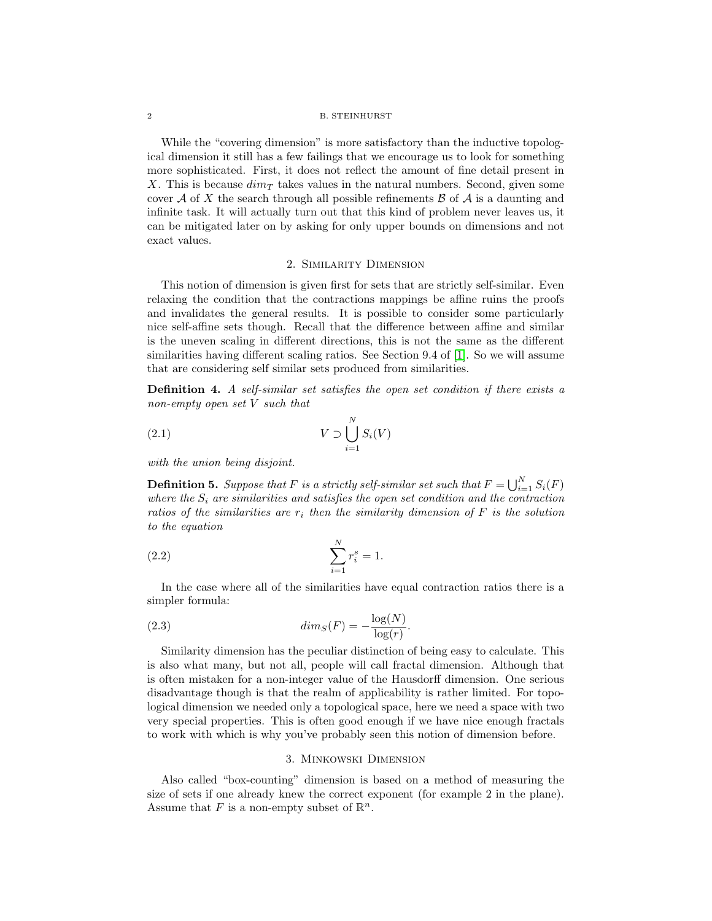While the "covering dimension" is more satisfactory than the inductive topological dimension it still has a few failings that we encourage us to look for something more sophisticated. First, it does not reflect the amount of fine detail present in $X$. This is because $dim_T$ takes values in the natural numbers. Second, given some cover $\mathcal{A}$ of $X$ the search through all possible refinements $\mathcal{B}$ of $\mathcal{A}$ is a daunting and infinite task. It will actually turn out that this kind of problem never leaves us, it can be mitigated later on by asking for only upper bounds on dimensions and not exact values.

## 2. Similarity Dimension

This notion of dimension is given first for sets that are strictly self-similar. Even relaxing the condition that the contractions mappings be affine ruins the proofs and invalidates the general results. It is possible to consider some particularly nice self-affine sets though. Recall that the difference between affine and similar is the uneven scaling in different directions, this is not the same as the different similarities having different scaling ratios. See Section 9.4 of [1]. So we will assume that are considering self similar sets produced from similarities.

**Definition 4.** *A self-similar set satisfies the open set condition if there exists a non-empty open set $V$ such that*

$$V \supset \bigcup_{i=1}^{N} S_i(V) \tag{2.1}$$

*with the union being disjoint.*

**Definition 5.** *Suppose that $F$ is a strictly self-similar set such that $F = \bigcup_{i=1}^{N} S_i(F)$ where the $S_i$ are similarities and satisfies the open set condition and the contraction ratios of the similarities are $r_i$ then the similarity dimension of $F$ is the solution to the equation*

$$\sum_{i=1}^{N} r_i^s = 1. \tag{2.2}$$

In the case where all of the similarities have equal contraction ratios there is a simpler formula:

$$dim_S(F) = -\frac{\log(N)}{\log(r)}. \tag{2.3}$$

Similarity dimension has the peculiar distinction of being easy to calculate. This is also what many, but not all, people will call fractal dimension. Although that is often mistaken for a non-integer value of the Hausdorff dimension. One serious disadvantage though is that the realm of applicability is rather limited. For topological dimension we needed only a topological space, here we need a space with two very special properties. This is often good enough if we have nice enough fractals to work with which is why you've probably seen this notion of dimension before.

## 3. Minkowski Dimension

Also called "box-counting" dimension is based on a method of measuring the size of sets if one already knew the correct exponent (for example 2 in the plane). Assume that $F$ is a non-empty subset of $\mathbb{R}^n$.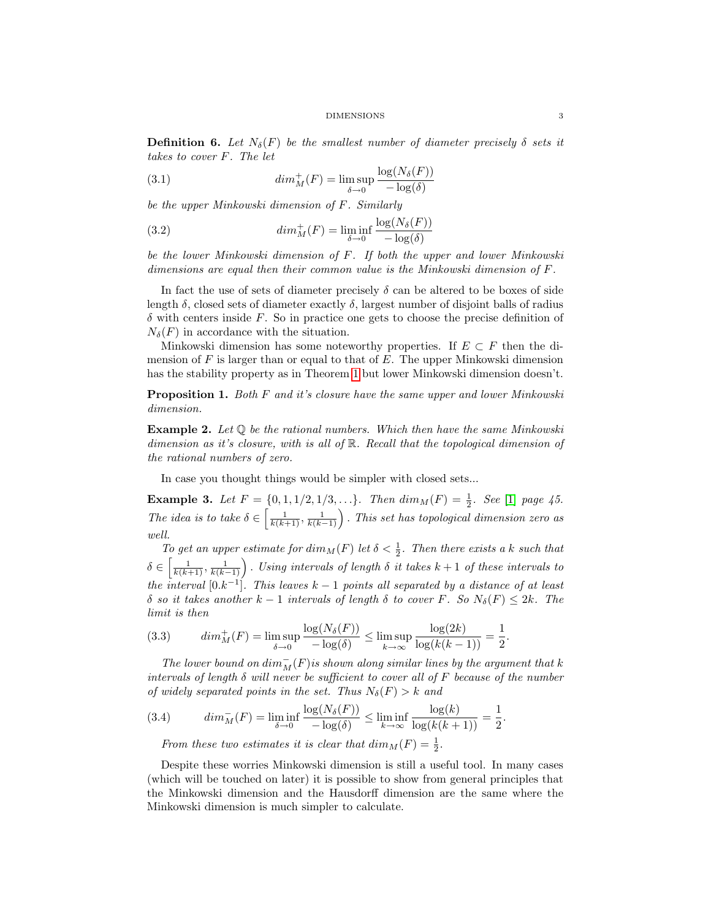**Definition 6.** *Let $N_\delta(F)$ be the smallest number of diameter precisely $\delta$ sets it takes to cover $F$. The let*

$$dim_M^+(F) = \limsup_{\delta \to 0} \frac{\log(N_\delta(F))}{-\log(\delta)} \tag{3.1}$$

*be the upper Minkowski dimension of $F$. Similarly*

$$dim_M^+(F) = \liminf_{\delta \to 0} \frac{\log(N_\delta(F))}{-\log(\delta)} \tag{3.2}$$

*be the lower Minkowski dimension of $F$. If both the upper and lower Minkowski dimensions are equal then their common value is the Minkowski dimension of $F$.*

In fact the use of sets of diameter precisely $\delta$ can be altered to be boxes of side length $\delta$, closed sets of diameter exactly $\delta$, largest number of disjoint balls of radius $\delta$ with centers inside $F$. So in practice one gets to choose the precise definition of $N_\delta(F)$ in accordance with the situation.

Minkowski dimension has some noteworthy properties. If $E \subset F$ then the dimension of $F$ is larger than or equal to that of $E$. The upper Minkowski dimension has the stability property as in Theorem 1 but lower Minkowski dimension doesn't.

**Proposition 1.** *Both $F$ and it's closure have the same upper and lower Minkowski dimension.*

**Example 2.** *Let $\mathbb{Q}$ be the rational numbers. Which then have the same Minkowski dimension as it's closure, with is all of $\mathbb{R}$. Recall that the topological dimension of the rational numbers of zero.*

In case you thought things would be simpler with closed sets...

**Example 3.** *Let $F = \{0, 1, 1/2, 1/3, \ldots\}$. Then $dim_M(F) = \frac{1}{2}$. See [1] page 45. The idea is to take $\delta \in \left[\frac{1}{k(k+1)}, \frac{1}{k(k-1)}\right)$. This set has topological dimension zero as well.*

*To get an upper estimate for $dim_M(F)$ let $\delta < \frac{1}{2}$. Then there exists a $k$ such that $\delta \in \left[\frac{1}{k(k+1)}, \frac{1}{k(k-1)}\right)$. Using intervals of length $\delta$ it takes $k+1$ of these intervals to the interval $[0.k^{-1}]$. This leaves $k-1$ points all separated by a distance of at least $\delta$ so it takes another $k-1$ intervals of length $\delta$ to cover $F$. So $N_\delta(F) \leq 2k$. The limit is then*

$$dim_M^+(F) = \limsup_{\delta \to 0} \frac{\log(N_\delta(F))}{-\log(\delta)} \leq \limsup_{k \to \infty} \frac{\log(2k)}{\log(k(k-1))} = \frac{1}{2}. \tag{3.3}$$

*The lower bound on $dim_M^-(F)$is shown along similar lines by the argument that $k$ intervals of length $\delta$ will never be sufficient to cover all of $F$ because of the number of widely separated points in the set. Thus $N_\delta(F) > k$ and*

$$dim_M^-(F) = \liminf_{\delta \to 0} \frac{\log(N_\delta(F))}{-\log(\delta)} \leq \liminf_{k \to \infty} \frac{\log(k)}{\log(k(k+1))} = \frac{1}{2}. \tag{3.4}$$

*From these two estimates it is clear that $dim_M(F) = \frac{1}{2}$.*

Despite these worries Minkowski dimension is still a useful tool. In many cases (which will be touched on later) it is possible to show from general principles that the Minkowski dimension and the Hausdorff dimension are the same where the Minkowski dimension is much simpler to calculate.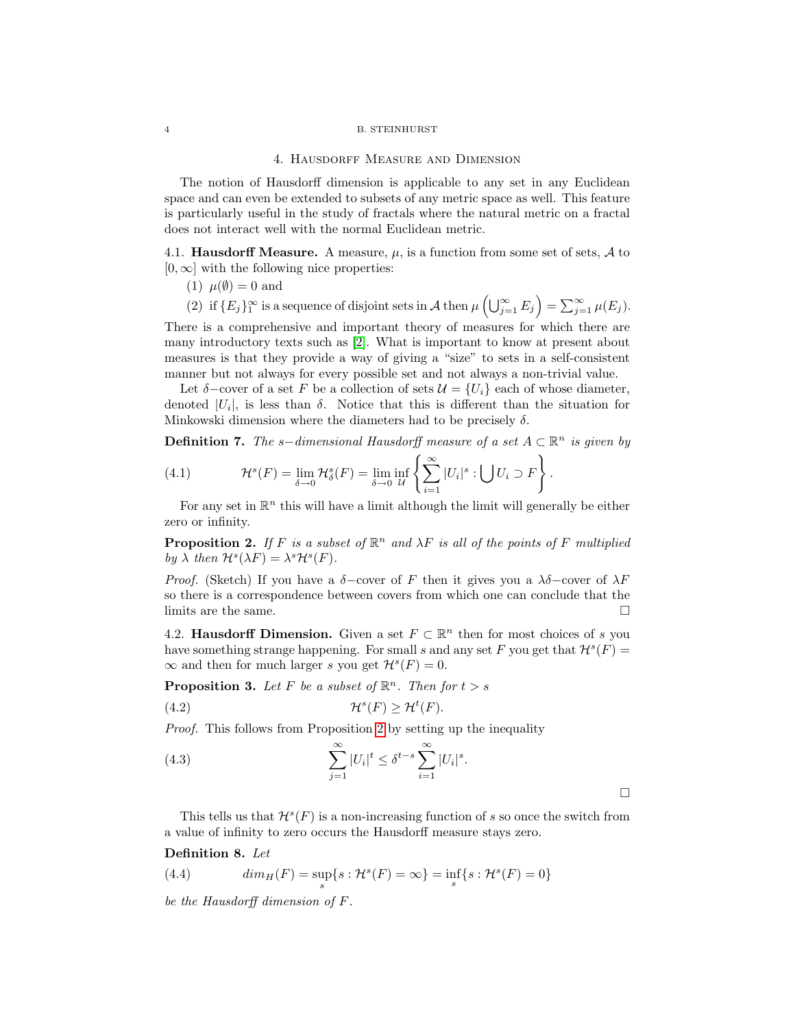## 4. Hausdorff Measure and Dimension

The notion of Hausdorff dimension is applicable to any set in any Euclidean space and can even be extended to subsets of any metric space as well. This feature is particularly useful in the study of fractals where the natural metric on a fractal does not interact well with the normal Euclidean metric.

### 4.1. Hausdorff Measure.

A measure, $\mu$, is a function from some set of sets, $\mathcal{A}$ to $[0, \infty]$ with the following nice properties:

1. $\mu(\emptyset) = 0$ and
2. if $\{E_j\}_1^\infty$ is a sequence of disjoint sets in $\mathcal{A}$ then $\mu\left(\bigcup_{j=1}^{\infty} E_j\right) = \sum_{j=1}^{\infty} \mu(E_j)$.

There is a comprehensive and important theory of measures for which there are many introductory texts such as [2]. What is important to know at present about measures is that they provide a way of giving a "size" to sets in a self-consistent manner but not always for every possible set and not always a non-trivial value.

Let $\delta-$cover of a set $F$ be a collection of sets $\mathcal{U} = \{U_i\}$ each of whose diameter, denoted $|U_i|$, is less than $\delta$. Notice that this is different than the situation for Minkowski dimension where the diameters had to be precisely $\delta$.

**Definition 7.** *The $s-$dimensional Hausdorff measure of a set $A \subset \mathbb{R}^n$ is given by*

$$\mathcal{H}^s(F) = \lim_{\delta \to 0} \mathcal{H}^s_\delta(F) = \lim_{\delta \to 0} \inf_{\mathcal{U}} \left\{ \sum_{i=1}^{\infty} |U_i|^s : \bigcup U_i \supset F \right\}. \tag{4.1}$$

For any set in $\mathbb{R}^n$ this will have a limit although the limit will generally be either zero or infinity.

**Proposition 2.** *If $F$ is a subset of $\mathbb{R}^n$ and $\lambda F$ is all of the points of $F$ multiplied by $\lambda$ then $\mathcal{H}^s(\lambda F) = \lambda^s \mathcal{H}^s(F)$.*

*Proof.* (Sketch) If you have a $\delta-$cover of $F$ then it gives you a $\lambda\delta-$cover of $\lambda F$ so there is a correspondence between covers from which one can conclude that the limits are the same. □

### 4.2. Hausdorff Dimension.

Given a set $F \subset \mathbb{R}^n$ then for most choices of $s$ you have something strange happening. For small $s$ and any set $F$ you get that $\mathcal{H}^s(F) = \infty$ and then for much larger $s$ you get $\mathcal{H}^s(F) = 0$.

**Proposition 3.** *Let $F$ be a subset of $\mathbb{R}^n$. Then for $t > s$*

$$\mathcal{H}^s(F) \geq \mathcal{H}^t(F). \tag{4.2}$$

*Proof.* This follows from Proposition 2 by setting up the inequality

$$\sum_{j=1}^{\infty} |U_i|^t \leq \delta^{t-s} \sum_{i=1}^{\infty} |U_i|^s. \tag{4.3}$$

□

This tells us that $\mathcal{H}^s(F)$ is a non-increasing function of $s$ so once the switch from a value of infinity to zero occurs the Hausdorff measure stays zero.

**Definition 8.** *Let*

$$dim_H(F) = \sup_s \{s : \mathcal{H}^s(F) = \infty\} = \inf_s \{s : \mathcal{H}^s(F) = 0\} \tag{4.4}$$

*be the Hausdorff dimension of $F$.*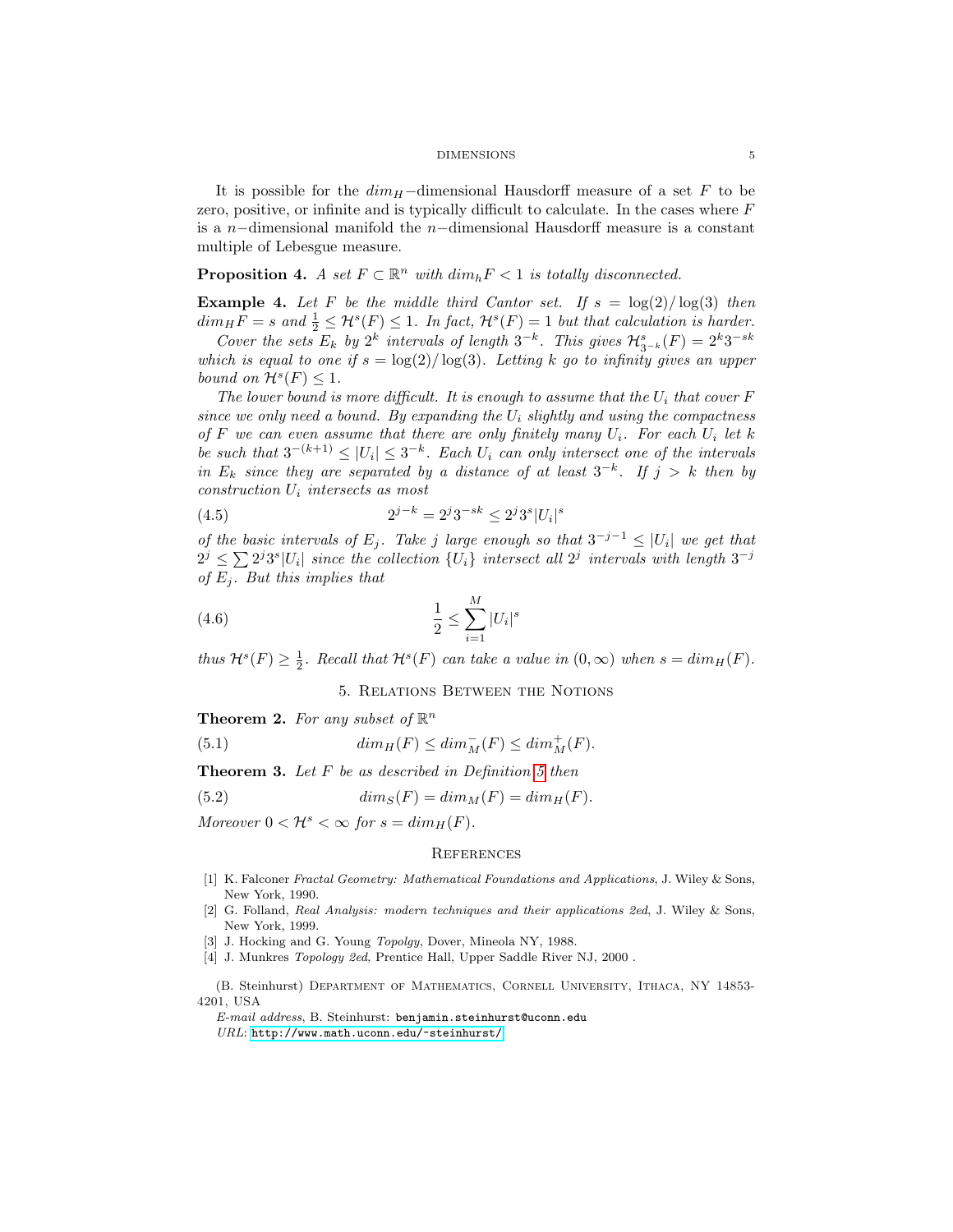It is possible for the $dim_H$−dimensional Hausdorff measure of a set $F$ to be zero, positive, or infinite and is typically difficult to calculate. In the cases where $F$ is a $n$−dimensional manifold the $n$−dimensional Hausdorff measure is a constant multiple of Lebesgue measure.

**Proposition 4.** *A set $F \subset \mathbb{R}^n$ with $dim_h F < 1$ is totally disconnected.*

**Example 4.** *Let $F$ be the middle third Cantor set. If $s = \log(2)/\log(3)$ then $dim_H F = s$ and $\frac{1}{2} \leq \mathcal{H}^s(F) \leq 1$. In fact, $\mathcal{H}^s(F) = 1$ but that calculation is harder.*

*Cover the sets $E_k$ by $2^k$ intervals of length $3^{-k}$. This gives $\mathcal{H}^s_{3^{-k}}(F) = 2^k 3^{-sk}$ which is equal to one if $s = \log(2)/\log(3)$. Letting $k$ go to infinity gives an upper bound on $\mathcal{H}^s(F) \leq 1$.*

*The lower bound is more difficult. It is enough to assume that the $U_i$ that cover $F$ since we only need a bound. By expanding the $U_i$ slightly and using the compactness of $F$ we can even assume that there are only finitely many $U_i$. For each $U_i$ let $k$ be such that $3^{-(k+1)} \leq |U_i| \leq 3^{-k}$. Each $U_i$ can only intersect one of the intervals in $E_k$ since they are separated by a distance of at least $3^{-k}$. If $j > k$ then by construction $U_i$ intersects as most*

$$2^{j-k} = 2^j 3^{-sk} \leq 2^j 3^s |U_i|^s \tag{4.5}$$

*of the basic intervals of $E_j$. Take $j$ large enough so that $3^{-j-1} \leq |U_i|$ we get that $2^j \leq \sum 2^j 3^s |U_i|$ since the collection $\{U_i\}$ intersect all $2^j$ intervals with length $3^{-j}$ of $E_j$. But this implies that*

$$\frac{1}{2} \leq \sum_{i=1}^{M} |U_i|^s \tag{4.6}$$

*thus $\mathcal{H}^s(F) \geq \frac{1}{2}$. Recall that $\mathcal{H}^s(F)$ can take a value in $(0, \infty)$ when $s = dim_H(F)$.*

## 5. Relations Between the Notions

**Theorem 2.** *For any subset of $\mathbb{R}^n$*

$$dim_H(F) \leq dim^-_M(F) \leq dim^+_M(F). \tag{5.1}$$

**Theorem 3.** *Let $F$ be as described in Definition 5 then*

$$dim_S(F) = dim_M(F) = dim_H(F). \tag{5.2}$$

*Moreover $0 < \mathcal{H}^s < \infty$ for $s = dim_H(F)$.*

## References

[1] K. Falconer *Fractal Geometry: Mathematical Foundations and Applications*, J. Wiley & Sons, New York, 1990.

[2] G. Folland, *Real Analysis: modern techniques and their applications 2ed*, J. Wiley & Sons, New York, 1999.

[3] J. Hocking and G. Young *Topolgy*, Dover, Mineola NY, 1988.

[4] J. Munkres *Topology 2ed*, Prentice Hall, Upper Saddle River NJ, 2000 .

(B. Steinhurst) Department of Mathematics, Cornell University, Ithaca, NY 14853-4201, USA

*E-mail address*, B. Steinhurst: benjamin.steinhurst@uconn.edu

*URL*: http://www.math.uconn.edu/~steinhurst/